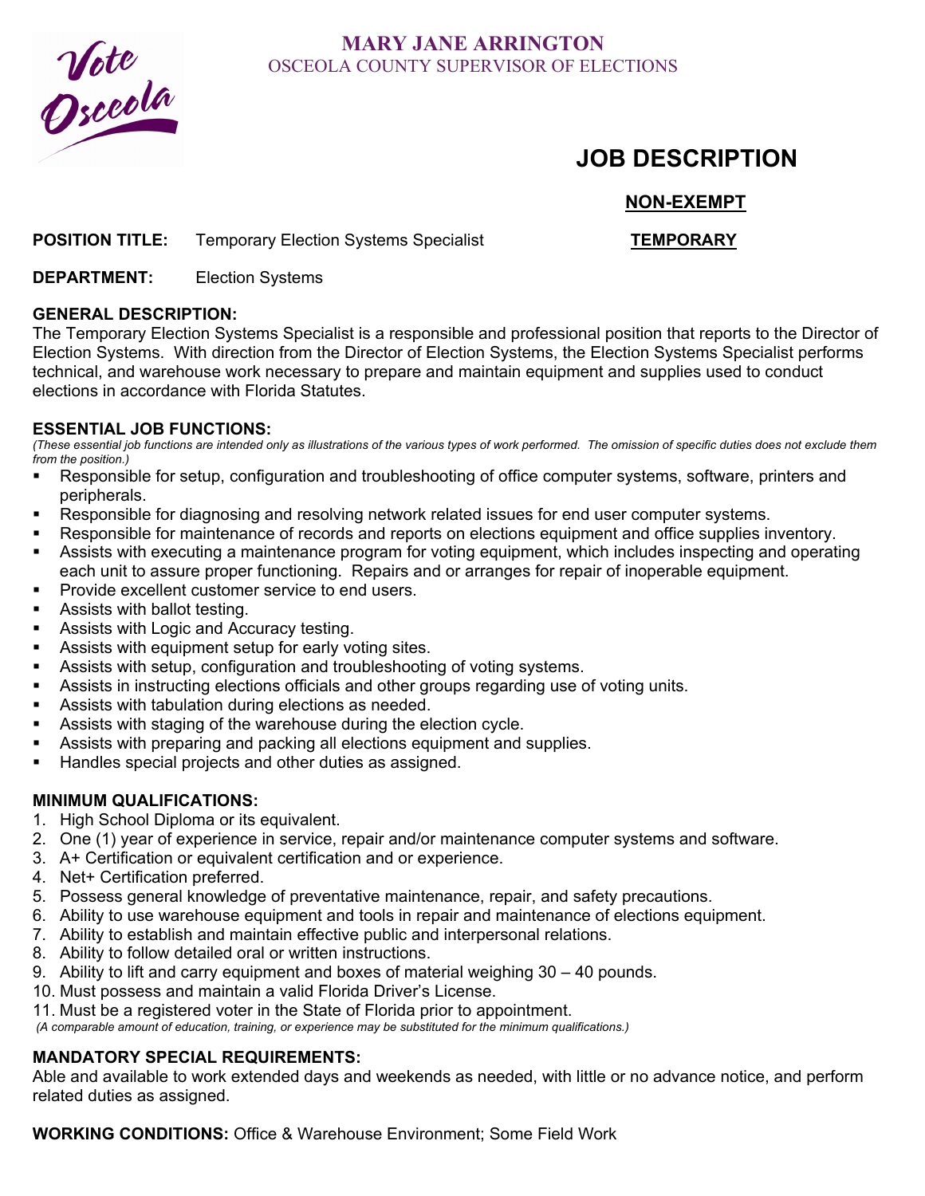**MARY JANE ARRINGTON**
OSCEOLA COUNTY SUPERVISOR OF ELECTIONS

# JOB DESCRIPTION

**NON-EXEMPT**

**POSITION TITLE:** Temporary Election Systems Specialist **TEMPORARY**

**DEPARTMENT:** Election Systems

**GENERAL DESCRIPTION:**
The Temporary Election Systems Specialist is a responsible and professional position that reports to the Director of Election Systems. With direction from the Director of Election Systems, the Election Systems Specialist performs technical, and warehouse work necessary to prepare and maintain equipment and supplies used to conduct elections in accordance with Florida Statutes.

**ESSENTIAL JOB FUNCTIONS:**
*(These essential job functions are intended only as illustrations of the various types of work performed. The omission of specific duties does not exclude them from the position.)*

- Responsible for setup, configuration and troubleshooting of office computer systems, software, printers and peripherals.
- Responsible for diagnosing and resolving network related issues for end user computer systems.
- Responsible for maintenance of records and reports on elections equipment and office supplies inventory.
- Assists with executing a maintenance program for voting equipment, which includes inspecting and operating each unit to assure proper functioning. Repairs and or arranges for repair of inoperable equipment.
- Provide excellent customer service to end users.
- Assists with ballot testing.
- Assists with Logic and Accuracy testing.
- Assists with equipment setup for early voting sites.
- Assists with setup, configuration and troubleshooting of voting systems.
- Assists in instructing elections officials and other groups regarding use of voting units.
- Assists with tabulation during elections as needed.
- Assists with staging of the warehouse during the election cycle.
- Assists with preparing and packing all elections equipment and supplies.
- Handles special projects and other duties as assigned.

**MINIMUM QUALIFICATIONS:**
1. High School Diploma or its equivalent.
2. One (1) year of experience in service, repair and/or maintenance computer systems and software.
3. A+ Certification or equivalent certification and or experience.
4. Net+ Certification preferred.
5. Possess general knowledge of preventative maintenance, repair, and safety precautions.
6. Ability to use warehouse equipment and tools in repair and maintenance of elections equipment.
7. Ability to establish and maintain effective public and interpersonal relations.
8. Ability to follow detailed oral or written instructions.
9. Ability to lift and carry equipment and boxes of material weighing 30 – 40 pounds.
10. Must possess and maintain a valid Florida Driver's License.
11. Must be a registered voter in the State of Florida prior to appointment.

*(A comparable amount of education, training, or experience may be substituted for the minimum qualifications.)*

**MANDATORY SPECIAL REQUIREMENTS:**
Able and available to work extended days and weekends as needed, with little or no advance notice, and perform related duties as assigned.

**WORKING CONDITIONS:** Office & Warehouse Environment; Some Field Work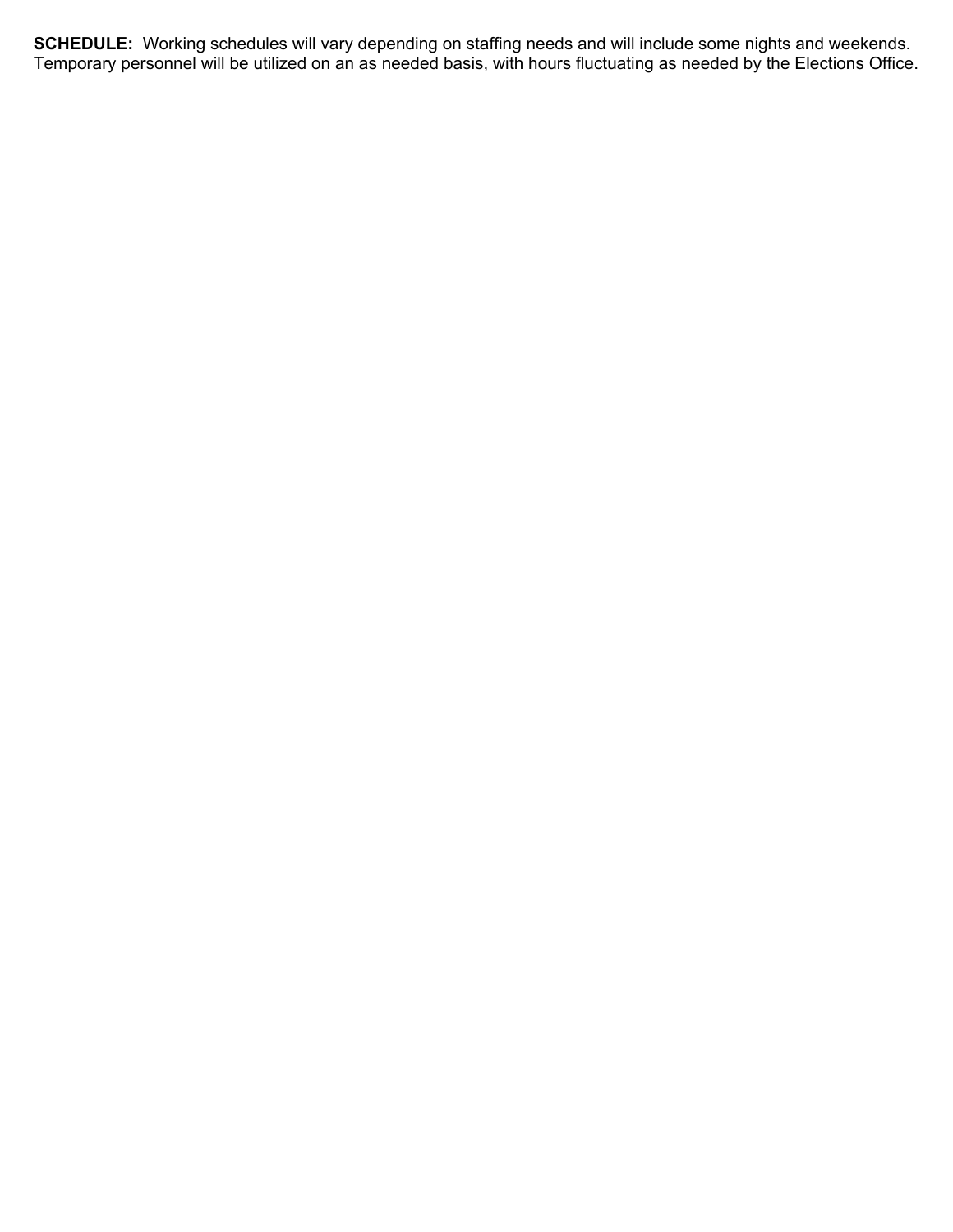**SCHEDULE:** Working schedules will vary depending on staffing needs and will include some nights and weekends. Temporary personnel will be utilized on an as needed basis, with hours fluctuating as needed by the Elections Office.